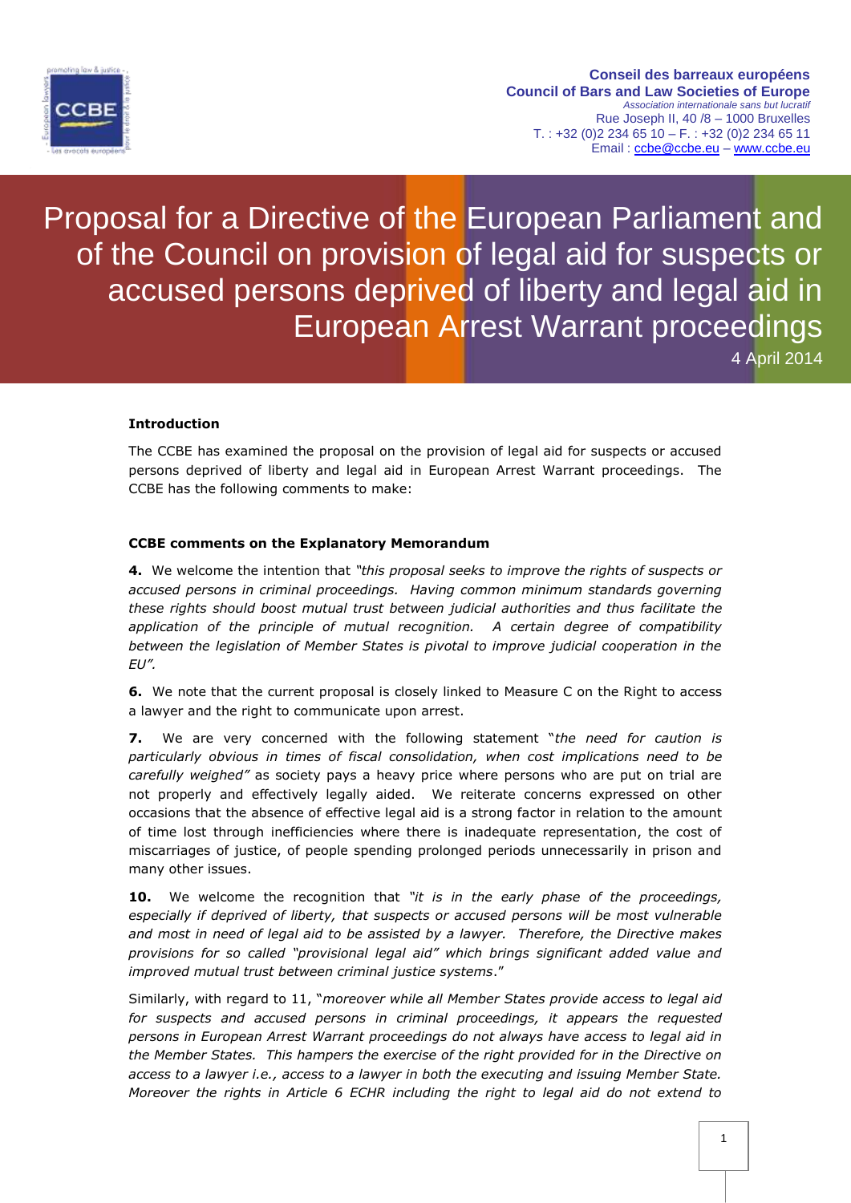Conseil des barreaux européens
Council of Bars and Law Societies of Europe
*Association internationale sans but lucratif*
Rue Joseph II, 40 /8 – 1000 Bruxelles
T. : +32 (0)2 234 65 10 – F. : +32 (0)2 234 65 11
Email : ccbe@ccbe.eu – www.ccbe.eu

# Proposal for a Directive of the European Parliament and of the Council on provision of legal aid for suspects or accused persons deprived of liberty and legal aid in European Arrest Warrant proceedings

4 April 2014

**Introduction**

The CCBE has examined the proposal on the provision of legal aid for suspects or accused persons deprived of liberty and legal aid in European Arrest Warrant proceedings. The CCBE has the following comments to make:

**CCBE comments on the Explanatory Memorandum**

**4.** We welcome the intention that *"this proposal seeks to improve the rights of suspects or accused persons in criminal proceedings. Having common minimum standards governing these rights should boost mutual trust between judicial authorities and thus facilitate the application of the principle of mutual recognition. A certain degree of compatibility between the legislation of Member States is pivotal to improve judicial cooperation in the EU".*

**6.** We note that the current proposal is closely linked to Measure C on the Right to access a lawyer and the right to communicate upon arrest.

**7.** We are very concerned with the following statement "*the need for caution is particularly obvious in times of fiscal consolidation, when cost implications need to be carefully weighed"* as society pays a heavy price where persons who are put on trial are not properly and effectively legally aided. We reiterate concerns expressed on other occasions that the absence of effective legal aid is a strong factor in relation to the amount of time lost through inefficiencies where there is inadequate representation, the cost of miscarriages of justice, of people spending prolonged periods unnecessarily in prison and many other issues.

**10.** We welcome the recognition that *"it is in the early phase of the proceedings, especially if deprived of liberty, that suspects or accused persons will be most vulnerable and most in need of legal aid to be assisted by a lawyer. Therefore, the Directive makes provisions for so called "provisional legal aid" which brings significant added value and improved mutual trust between criminal justice systems*."

Similarly, with regard to 11, "*moreover while all Member States provide access to legal aid for suspects and accused persons in criminal proceedings, it appears the requested persons in European Arrest Warrant proceedings do not always have access to legal aid in the Member States. This hampers the exercise of the right provided for in the Directive on access to a lawyer i.e., access to a lawyer in both the executing and issuing Member State. Moreover the rights in Article 6 ECHR including the right to legal aid do not extend to*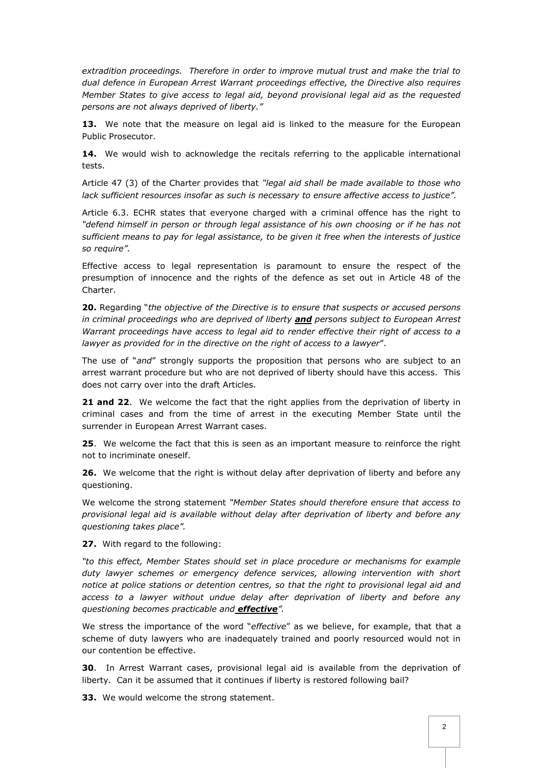*extradition proceedings. Therefore in order to improve mutual trust and make the trial to dual defence in European Arrest Warrant proceedings effective, the Directive also requires Member States to give access to legal aid, beyond provisional legal aid as the requested persons are not always deprived of liberty."*

**13.** We note that the measure on legal aid is linked to the measure for the European Public Prosecutor.

**14.** We would wish to acknowledge the recitals referring to the applicable international tests.

Article 47 (3) of the Charter provides that *"legal aid shall be made available to those who lack sufficient resources insofar as such is necessary to ensure affective access to justice".*

Article 6.3. ECHR states that everyone charged with a criminal offence has the right to *"defend himself in person or through legal assistance of his own choosing or if he has not sufficient means to pay for legal assistance, to be given it free when the interests of justice so require".*

Effective access to legal representation is paramount to ensure the respect of the presumption of innocence and the rights of the defence as set out in Article 48 of the Charter.

**20.** Regarding "*the objective of the Directive is to ensure that suspects or accused persons in criminal proceedings who are deprived of liberty* ***and*** *persons subject to European Arrest Warrant proceedings have access to legal aid to render effective their right of access to a lawyer as provided for in the directive on the right of access to a lawyer*".

The use of "*and*" strongly supports the proposition that persons who are subject to an arrest warrant procedure but who are not deprived of liberty should have this access. This does not carry over into the draft Articles.

**21 and 22**. We welcome the fact that the right applies from the deprivation of liberty in criminal cases and from the time of arrest in the executing Member State until the surrender in European Arrest Warrant cases.

**25**. We welcome the fact that this is seen as an important measure to reinforce the right not to incriminate oneself.

**26.** We welcome that the right is without delay after deprivation of liberty and before any questioning.

We welcome the strong statement *"Member States should therefore ensure that access to provisional legal aid is available without delay after deprivation of liberty and before any questioning takes place".*

**27.** With regard to the following:

*"to this effect, Member States should set in place procedure or mechanisms for example duty lawyer schemes or emergency defence services, allowing intervention with short notice at police stations or detention centres, so that the right to provisional legal aid and access to a lawyer without undue delay after deprivation of liberty and before any questioning becomes practicable and* ***effective****".*

We stress the importance of the word "*effective*" as we believe, for example, that that a scheme of duty lawyers who are inadequately trained and poorly resourced would not in our contention be effective.

**30**. In Arrest Warrant cases, provisional legal aid is available from the deprivation of liberty. Can it be assumed that it continues if liberty is restored following bail?

**33.** We would welcome the strong statement.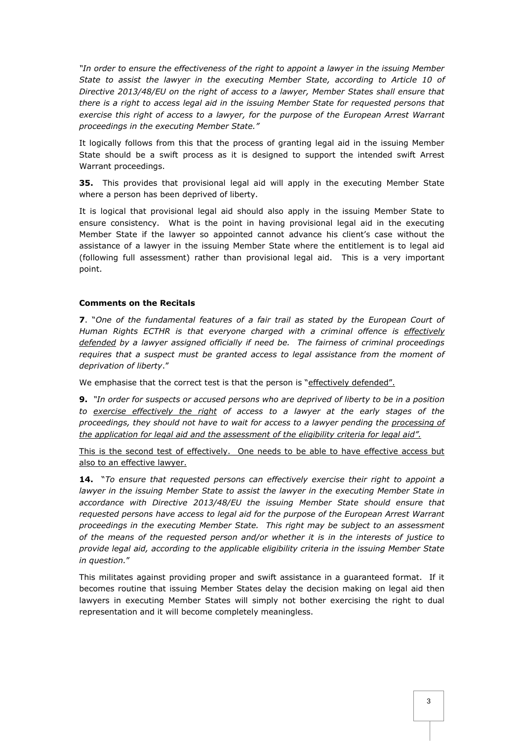*"In order to ensure the effectiveness of the right to appoint a lawyer in the issuing Member State to assist the lawyer in the executing Member State, according to Article 10 of Directive 2013/48/EU on the right of access to a lawyer, Member States shall ensure that there is a right to access legal aid in the issuing Member State for requested persons that exercise this right of access to a lawyer, for the purpose of the European Arrest Warrant proceedings in the executing Member State."*

It logically follows from this that the process of granting legal aid in the issuing Member State should be a swift process as it is designed to support the intended swift Arrest Warrant proceedings.

**35.** This provides that provisional legal aid will apply in the executing Member State where a person has been deprived of liberty.

It is logical that provisional legal aid should also apply in the issuing Member State to ensure consistency. What is the point in having provisional legal aid in the executing Member State if the lawyer so appointed cannot advance his client's case without the assistance of a lawyer in the issuing Member State where the entitlement is to legal aid (following full assessment) rather than provisional legal aid. This is a very important point.

**Comments on the Recitals**

**7**. "*One of the fundamental features of a fair trail as stated by the European Court of Human Rights ECTHR is that everyone charged with a criminal offence is <u>effectively defended</u> by a lawyer assigned officially if need be. The fairness of criminal proceedings requires that a suspect must be granted access to legal assistance from the moment of deprivation of liberty*."

We emphasise that the correct test is that the person is "<u>effectively defended</u>".

**9.** *"In order for suspects or accused persons who are deprived of liberty to be in a position to <u>exercise effectively the right</u> of access to a lawyer at the early stages of the proceedings, they should not have to wait for access to a lawyer pending the <u>processing of the application for legal aid and the assessment of the eligibility criteria for legal aid".</u>*

<u>This is the second test of effectively. One needs to be able to have effective access but also to an effective lawyer.</u>

**14.** "*To ensure that requested persons can effectively exercise their right to appoint a lawyer in the issuing Member State to assist the lawyer in the executing Member State in accordance with Directive 2013/48/EU the issuing Member State should ensure that requested persons have access to legal aid for the purpose of the European Arrest Warrant proceedings in the executing Member State. This right may be subject to an assessment of the means of the requested person and/or whether it is in the interests of justice to provide legal aid, according to the applicable eligibility criteria in the issuing Member State in question.*"

This militates against providing proper and swift assistance in a guaranteed format. If it becomes routine that issuing Member States delay the decision making on legal aid then lawyers in executing Member States will simply not bother exercising the right to dual representation and it will become completely meaningless.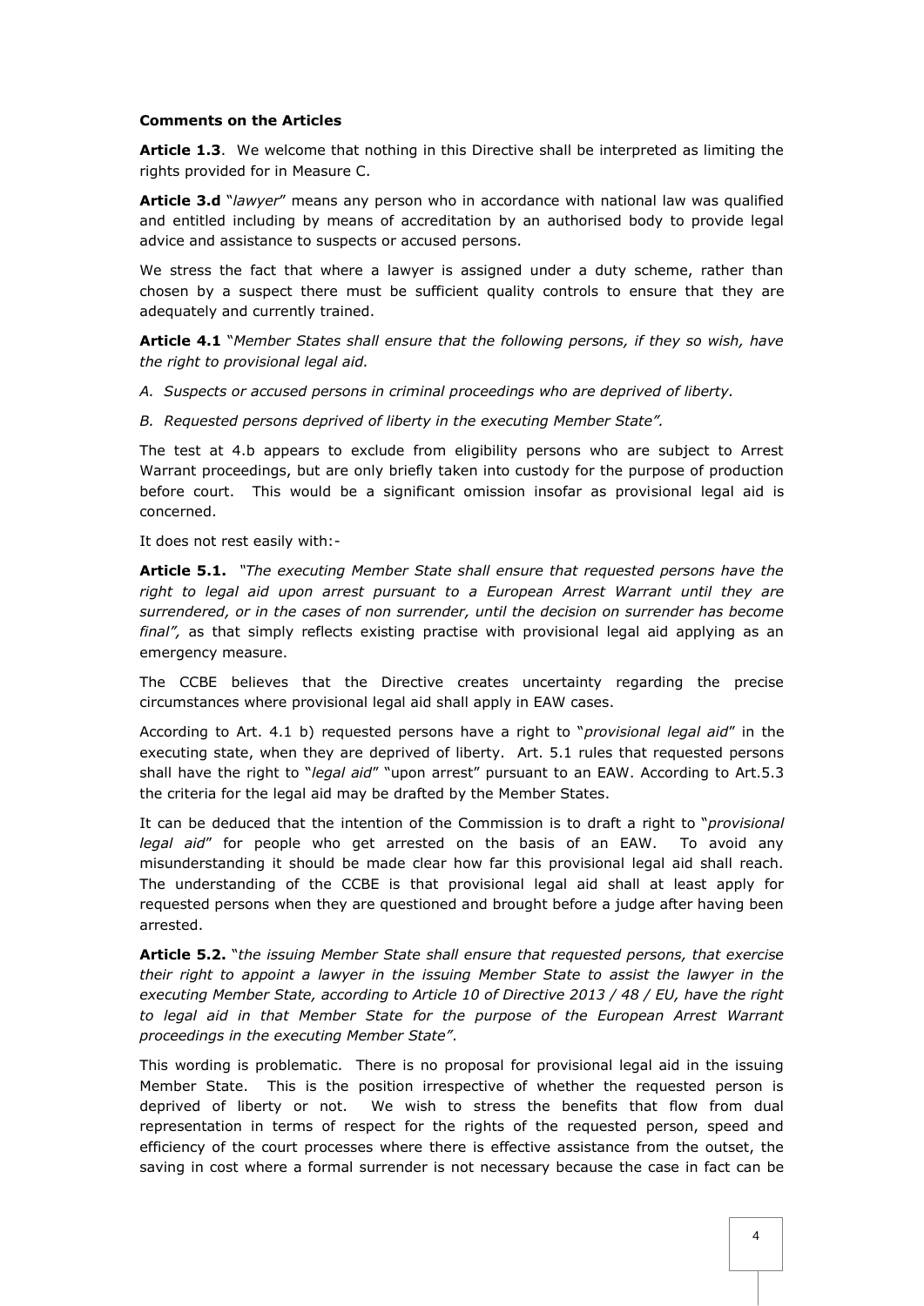**Comments on the Articles**

**Article 1.3**. We welcome that nothing in this Directive shall be interpreted as limiting the rights provided for in Measure C.

**Article 3.d** "*lawyer*" means any person who in accordance with national law was qualified and entitled including by means of accreditation by an authorised body to provide legal advice and assistance to suspects or accused persons.

We stress the fact that where a lawyer is assigned under a duty scheme, rather than chosen by a suspect there must be sufficient quality controls to ensure that they are adequately and currently trained.

**Article 4.1** "*Member States shall ensure that the following persons, if they so wish, have the right to provisional legal aid.*

*A. Suspects or accused persons in criminal proceedings who are deprived of liberty.*

*B. Requested persons deprived of liberty in the executing Member State".*

The test at 4.b appears to exclude from eligibility persons who are subject to Arrest Warrant proceedings, but are only briefly taken into custody for the purpose of production before court. This would be a significant omission insofar as provisional legal aid is concerned.

It does not rest easily with:-

**Article 5.1.** *"The executing Member State shall ensure that requested persons have the right to legal aid upon arrest pursuant to a European Arrest Warrant until they are surrendered, or in the cases of non surrender, until the decision on surrender has become final",* as that simply reflects existing practise with provisional legal aid applying as an emergency measure.

The CCBE believes that the Directive creates uncertainty regarding the precise circumstances where provisional legal aid shall apply in EAW cases.

According to Art. 4.1 b) requested persons have a right to "*provisional legal aid*" in the executing state, when they are deprived of liberty. Art. 5.1 rules that requested persons shall have the right to "*legal aid*" "upon arrest" pursuant to an EAW. According to Art.5.3 the criteria for the legal aid may be drafted by the Member States.

It can be deduced that the intention of the Commission is to draft a right to "*provisional legal aid*" for people who get arrested on the basis of an EAW. To avoid any misunderstanding it should be made clear how far this provisional legal aid shall reach. The understanding of the CCBE is that provisional legal aid shall at least apply for requested persons when they are questioned and brought before a judge after having been arrested.

**Article 5.2.** "*the issuing Member State shall ensure that requested persons, that exercise their right to appoint a lawyer in the issuing Member State to assist the lawyer in the executing Member State, according to Article 10 of Directive 2013 / 48 / EU, have the right to legal aid in that Member State for the purpose of the European Arrest Warrant proceedings in the executing Member State"*.

This wording is problematic. There is no proposal for provisional legal aid in the issuing Member State. This is the position irrespective of whether the requested person is deprived of liberty or not. We wish to stress the benefits that flow from dual representation in terms of respect for the rights of the requested person, speed and efficiency of the court processes where there is effective assistance from the outset, the saving in cost where a formal surrender is not necessary because the case in fact can be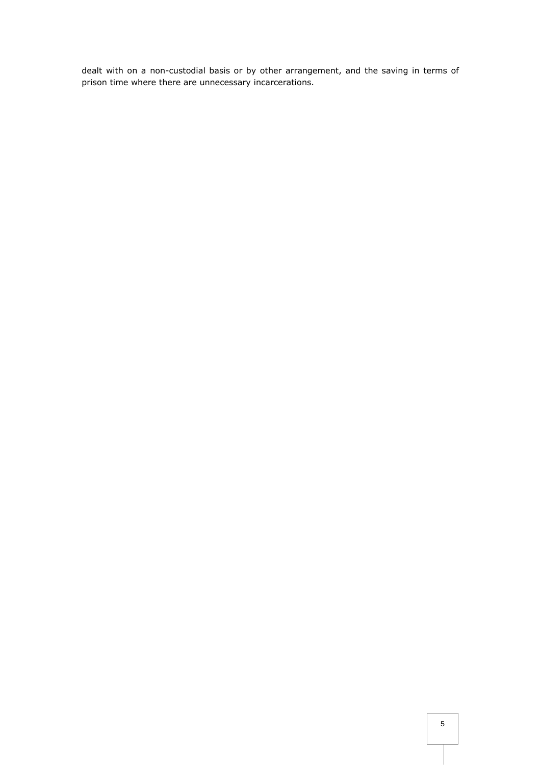dealt with on a non-custodial basis or by other arrangement, and the saving in terms of prison time where there are unnecessary incarcerations.